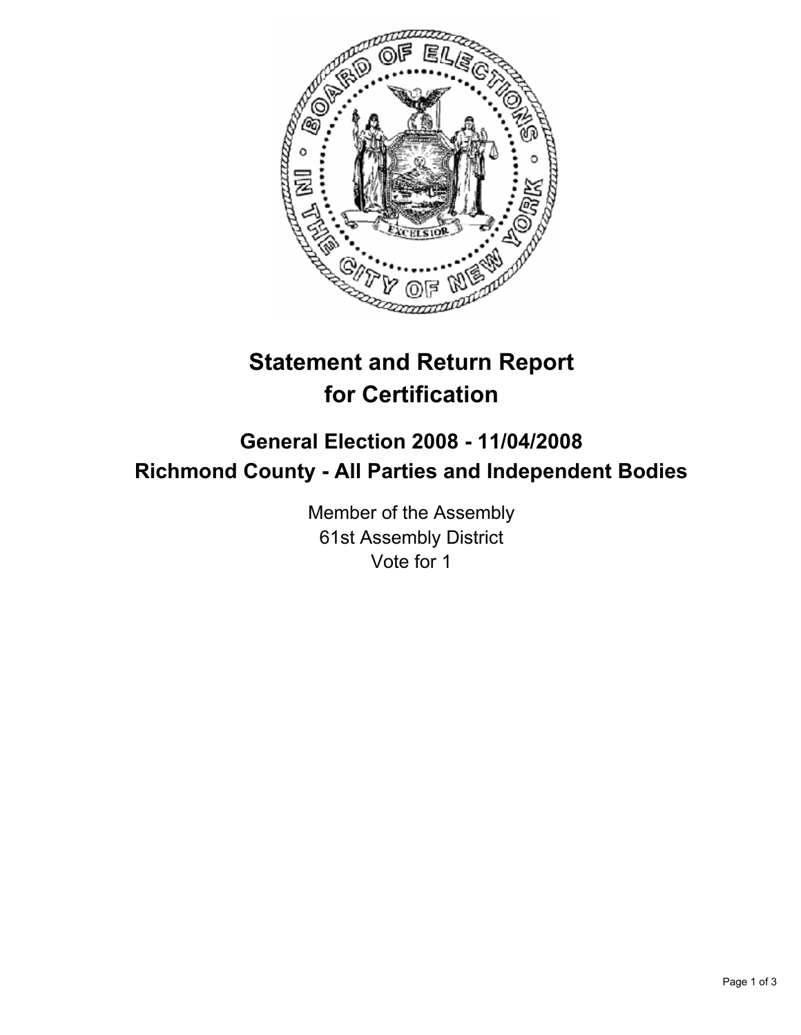# Statement and Return Report for Certification

## General Election 2008 - 11/04/2008
## Richmond County - All Parties and Independent Bodies

Member of the Assembly
61st Assembly District
Vote for 1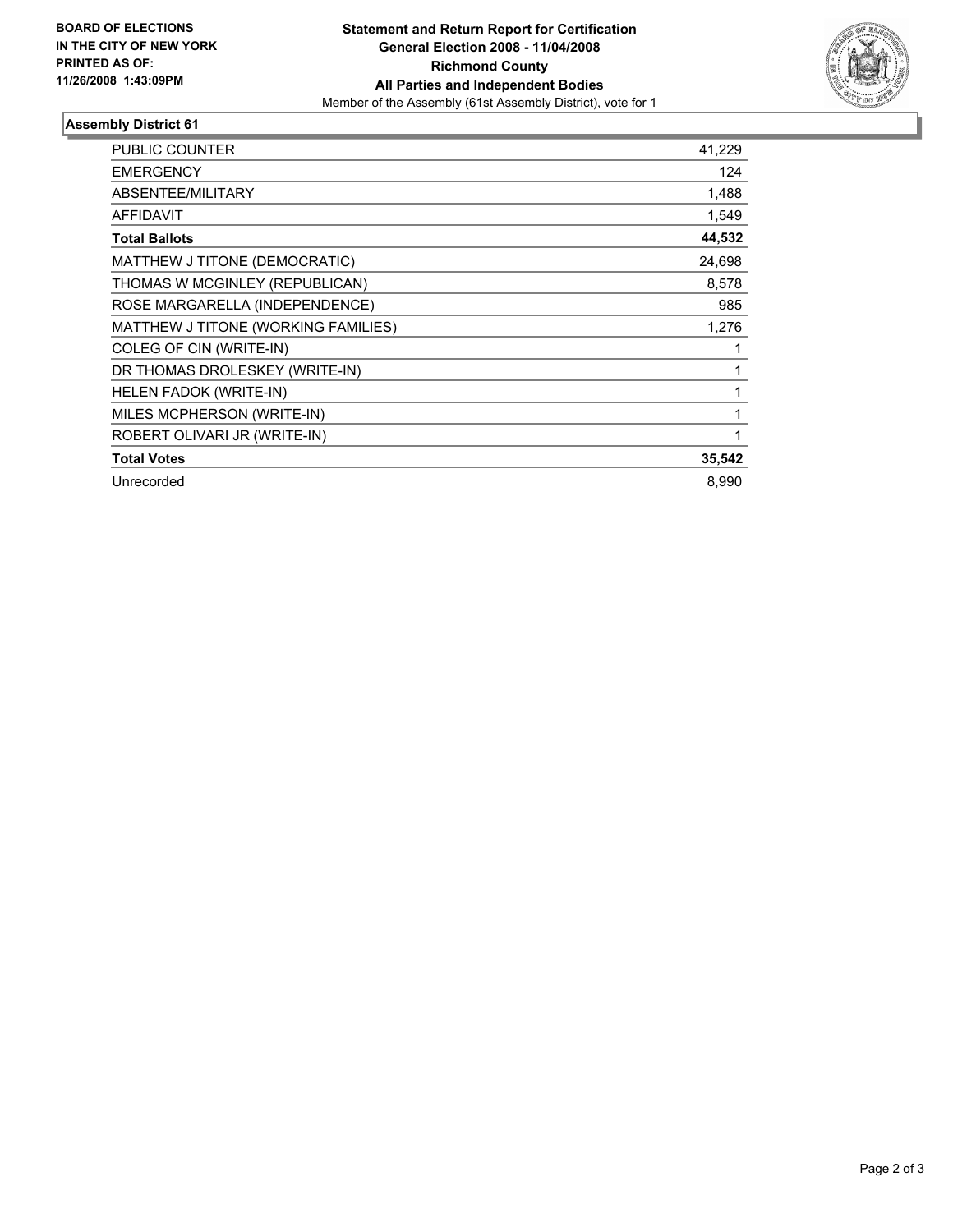**BOARD OF ELECTIONS IN THE CITY OF NEW YORK PRINTED AS OF: 11/26/2008 1:43:09PM**

**Statement and Return Report for Certification**
**General Election 2008 - 11/04/2008**
**Richmond County**
**All Parties and Independent Bodies**
Member of the Assembly (61st Assembly District), vote for 1

## Assembly District 61

| | |
|---|---|
| PUBLIC COUNTER | 41,229 |
| EMERGENCY | 124 |
| ABSENTEE/MILITARY | 1,488 |
| AFFIDAVIT | 1,549 |
| **Total Ballots** | **44,532** |
| MATTHEW J TITONE (DEMOCRATIC) | 24,698 |
| THOMAS W MCGINLEY (REPUBLICAN) | 8,578 |
| ROSE MARGARELLA (INDEPENDENCE) | 985 |
| MATTHEW J TITONE (WORKING FAMILIES) | 1,276 |
| COLEG OF CIN (WRITE-IN) | 1 |
| DR THOMAS DROLESKEY (WRITE-IN) | 1 |
| HELEN FADOK (WRITE-IN) | 1 |
| MILES MCPHERSON (WRITE-IN) | 1 |
| ROBERT OLIVARI JR (WRITE-IN) | 1 |
| **Total Votes** | **35,542** |
| Unrecorded | 8,990 |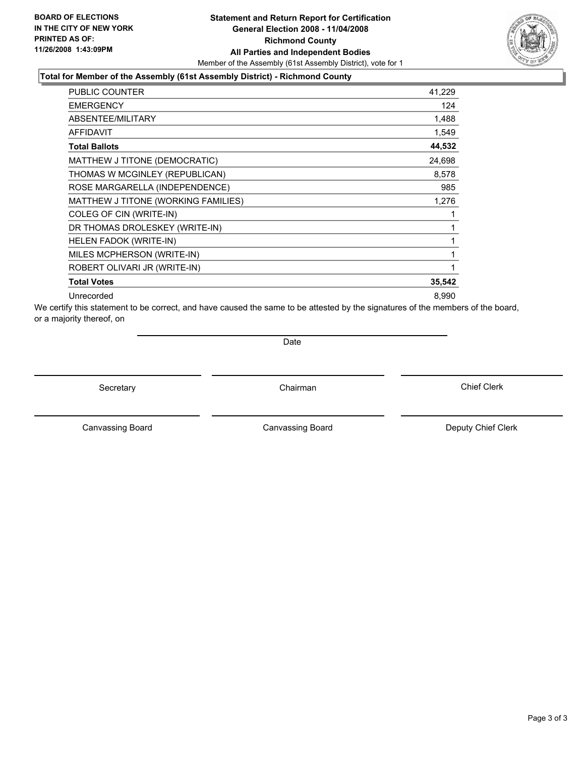**BOARD OF ELECTIONS IN THE CITY OF NEW YORK PRINTED AS OF: 11/26/2008 1:43:09PM**

**Statement and Return Report for Certification**
**General Election 2008 - 11/04/2008**
**Richmond County**
**All Parties and Independent Bodies**
Member of the Assembly (61st Assembly District), vote for 1

**Total for Member of the Assembly (61st Assembly District) - Richmond County**

| | |
|---|---|
| PUBLIC COUNTER | 41,229 |
| EMERGENCY | 124 |
| ABSENTEE/MILITARY | 1,488 |
| AFFIDAVIT | 1,549 |
| **Total Ballots** | **44,532** |
| MATTHEW J TITONE (DEMOCRATIC) | 24,698 |
| THOMAS W MCGINLEY (REPUBLICAN) | 8,578 |
| ROSE MARGARELLA (INDEPENDENCE) | 985 |
| MATTHEW J TITONE (WORKING FAMILIES) | 1,276 |
| COLEG OF CIN (WRITE-IN) | 1 |
| DR THOMAS DROLESKEY (WRITE-IN) | 1 |
| HELEN FADOK (WRITE-IN) | 1 |
| MILES MCPHERSON (WRITE-IN) | 1 |
| ROBERT OLIVARI JR (WRITE-IN) | 1 |
| **Total Votes** | **35,542** |
| Unrecorded | 8,990 |

We certify this statement to be correct, and have caused the same to be attested by the signatures of the members of the board, or a majority thereof, on

Date

Secretary

Chairman

Chief Clerk

Canvassing Board

Canvassing Board

Deputy Chief Clerk